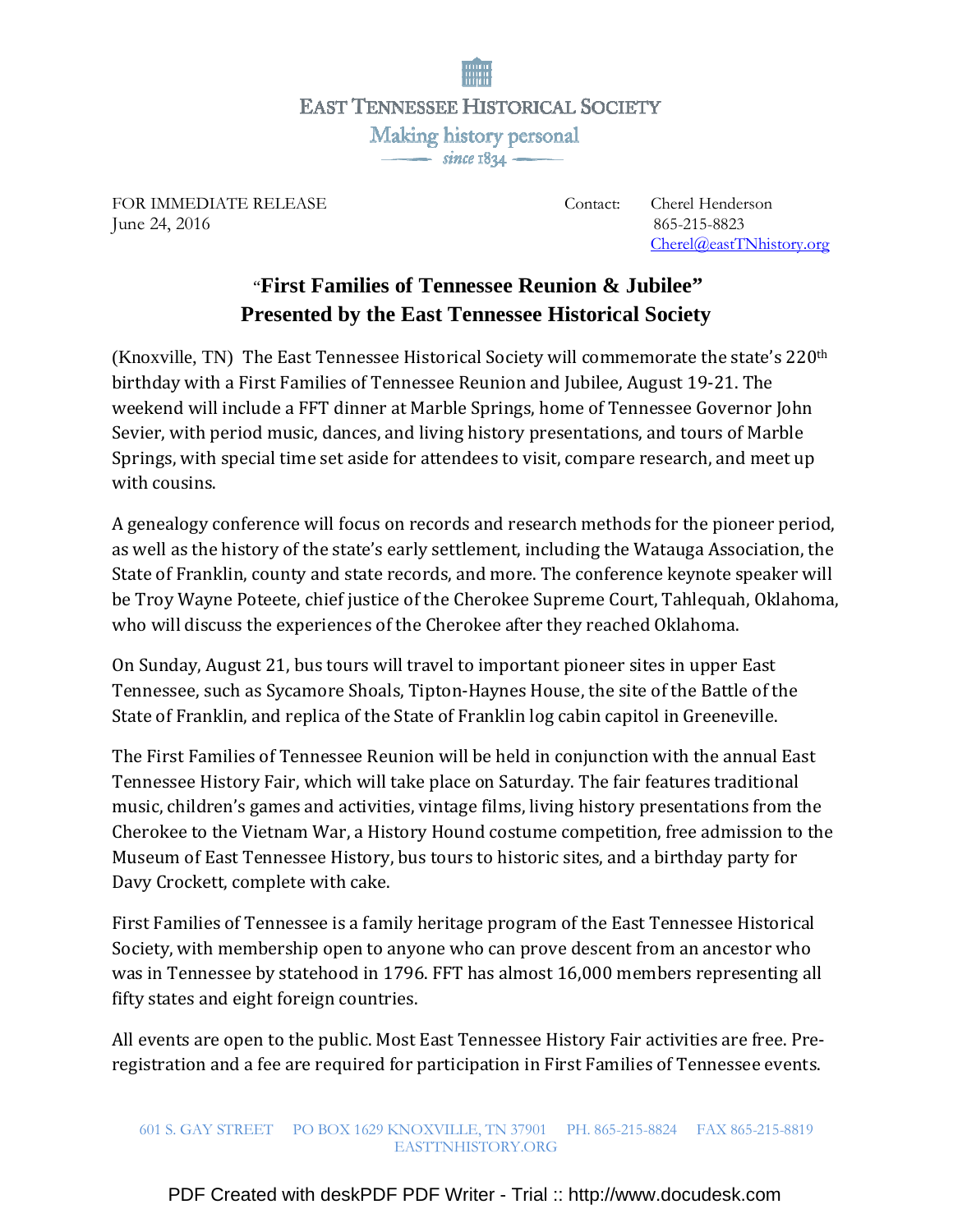EAST TENNESSEE HISTORICAL SOCIETY

Making history personal

*since 1834*

FOR IMMEDIATE RELEASE
June 24, 2016

Contact: Cherel Henderson
865-215-8823
Cherel@eastTNhistory.org

# "First Families of Tennessee Reunion & Jubilee" Presented by the East Tennessee Historical Society

(Knoxville, TN) The East Tennessee Historical Society will commemorate the state's 220th birthday with a First Families of Tennessee Reunion and Jubilee, August 19-21. The weekend will include a FFT dinner at Marble Springs, home of Tennessee Governor John Sevier, with period music, dances, and living history presentations, and tours of Marble Springs, with special time set aside for attendees to visit, compare research, and meet up with cousins.

A genealogy conference will focus on records and research methods for the pioneer period, as well as the history of the state's early settlement, including the Watauga Association, the State of Franklin, county and state records, and more. The conference keynote speaker will be Troy Wayne Poteete, chief justice of the Cherokee Supreme Court, Tahlequah, Oklahoma, who will discuss the experiences of the Cherokee after they reached Oklahoma.

On Sunday, August 21, bus tours will travel to important pioneer sites in upper East Tennessee, such as Sycamore Shoals, Tipton-Haynes House, the site of the Battle of the State of Franklin, and replica of the State of Franklin log cabin capitol in Greeneville.

The First Families of Tennessee Reunion will be held in conjunction with the annual East Tennessee History Fair, which will take place on Saturday. The fair features traditional music, children's games and activities, vintage films, living history presentations from the Cherokee to the Vietnam War, a History Hound costume competition, free admission to the Museum of East Tennessee History, bus tours to historic sites, and a birthday party for Davy Crockett, complete with cake.

First Families of Tennessee is a family heritage program of the East Tennessee Historical Society, with membership open to anyone who can prove descent from an ancestor who was in Tennessee by statehood in 1796. FFT has almost 16,000 members representing all fifty states and eight foreign countries.

All events are open to the public. Most East Tennessee History Fair activities are free. Pre-registration and a fee are required for participation in First Families of Tennessee events.

601 S. GAY STREET PO BOX 1629 KNOXVILLE, TN 37901 PH. 865-215-8824 FAX 865-215-8819
EASTTNHISTORY.ORG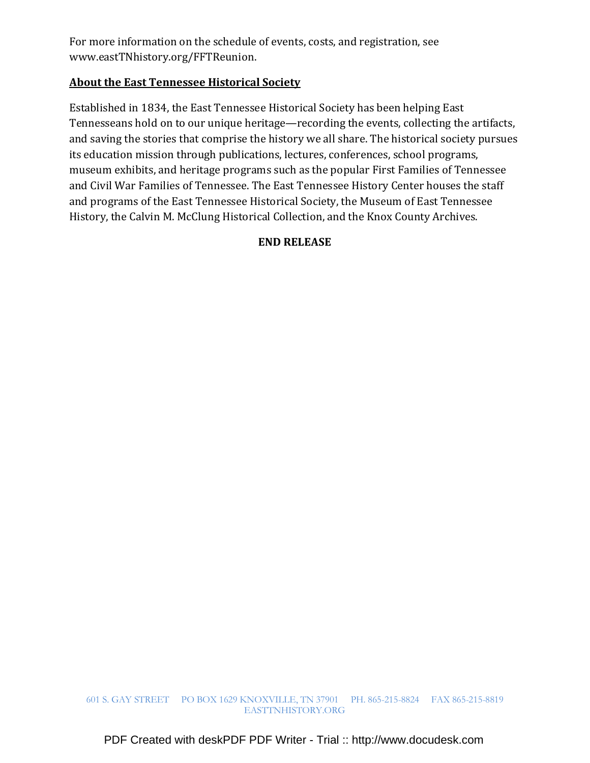For more information on the schedule of events, costs, and registration, see www.eastTNhistory.org/FFTReunion.

**About the East Tennessee Historical Society**

Established in 1834, the East Tennessee Historical Society has been helping East Tennesseans hold on to our unique heritage—recording the events, collecting the artifacts, and saving the stories that comprise the history we all share. The historical society pursues its education mission through publications, lectures, conferences, school programs, museum exhibits, and heritage programs such as the popular First Families of Tennessee and Civil War Families of Tennessee. The East Tennessee History Center houses the staff and programs of the East Tennessee Historical Society, the Museum of East Tennessee History, the Calvin M. McClung Historical Collection, and the Knox County Archives.

**END RELEASE**

601 S. GAY STREET PO BOX 1629 KNOXVILLE, TN 37901 PH. 865-215-8824 FAX 865-215-8819
EASTTNHISTORY.ORG